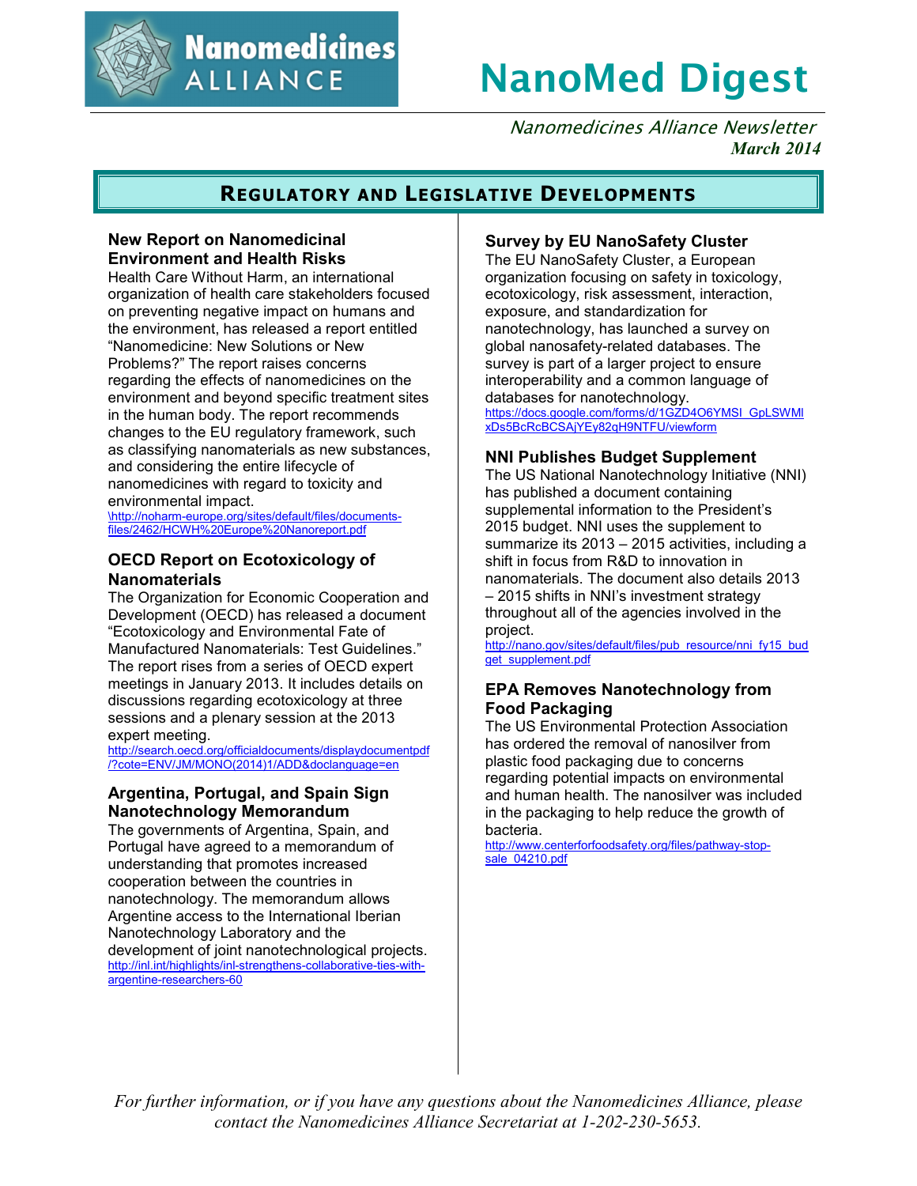# NanoMed Digest

*Nanomedicines Alliance Newsletter*
***March 2014***

## Regulatory and Legislative Developments

### New Report on Nanomedicinal Environment and Health Risks

Health Care Without Harm, an international organization of health care stakeholders focused on preventing negative impact on humans and the environment, has released a report entitled "Nanomedicine: New Solutions or New Problems?" The report raises concerns regarding the effects of nanomedicines on the environment and beyond specific treatment sites in the human body. The report recommends changes to the EU regulatory framework, such as classifying nanomaterials as new substances, and considering the entire lifecycle of nanomedicines with regard to toxicity and environmental impact.
\http://noharm-europe.org/sites/default/files/documents-files/2462/HCWH%20Europe%20Nanoreport.pdf

### OECD Report on Ecotoxicology of Nanomaterials

The Organization for Economic Cooperation and Development (OECD) has released a document "Ecotoxicology and Environmental Fate of Manufactured Nanomaterials: Test Guidelines." The report rises from a series of OECD expert meetings in January 2013. It includes details on discussions regarding ecotoxicology at three sessions and a plenary session at the 2013 expert meeting.
http://search.oecd.org/officialdocuments/displaydocumentpdf/?cote=ENV/JM/MONO(2014)1/ADD&doclanguage=en

### Argentina, Portugal, and Spain Sign Nanotechnology Memorandum

The governments of Argentina, Spain, and Portugal have agreed to a memorandum of understanding that promotes increased cooperation between the countries in nanotechnology. The memorandum allows Argentine access to the International Iberian Nanotechnology Laboratory and the development of joint nanotechnological projects.
http://inl.int/highlights/inl-strengthens-collaborative-ties-with-argentine-researchers-60

### Survey by EU NanoSafety Cluster

The EU NanoSafety Cluster, a European organization focusing on safety in toxicology, ecotoxicology, risk assessment, interaction, exposure, and standardization for nanotechnology, has launched a survey on global nanosafety-related databases. The survey is part of a larger project to ensure interoperability and a common language of databases for nanotechnology.
https://docs.google.com/forms/d/1GZD4O6YMSI_GpLSWMlxDs5BcRcBCSAjYEy82qH9NTFU/viewform

### NNI Publishes Budget Supplement

The US National Nanotechnology Initiative (NNI) has published a document containing supplemental information to the President's 2015 budget. NNI uses the supplement to summarize its 2013 – 2015 activities, including a shift in focus from R&D to innovation in nanomaterials. The document also details 2013 – 2015 shifts in NNI's investment strategy throughout all of the agencies involved in the project.
http://nano.gov/sites/default/files/pub_resource/nni_fy15_budget_supplement.pdf

### EPA Removes Nanotechnology from Food Packaging

The US Environmental Protection Association has ordered the removal of nanosilver from plastic food packaging due to concerns regarding potential impacts on environmental and human health. The nanosilver was included in the packaging to help reduce the growth of bacteria.
http://www.centerforfoodsafety.org/files/pathway-stop-sale_04210.pdf

*For further information, or if you have any questions about the Nanomedicines Alliance, please contact the Nanomedicines Alliance Secretariat at 1-202-230-5653.*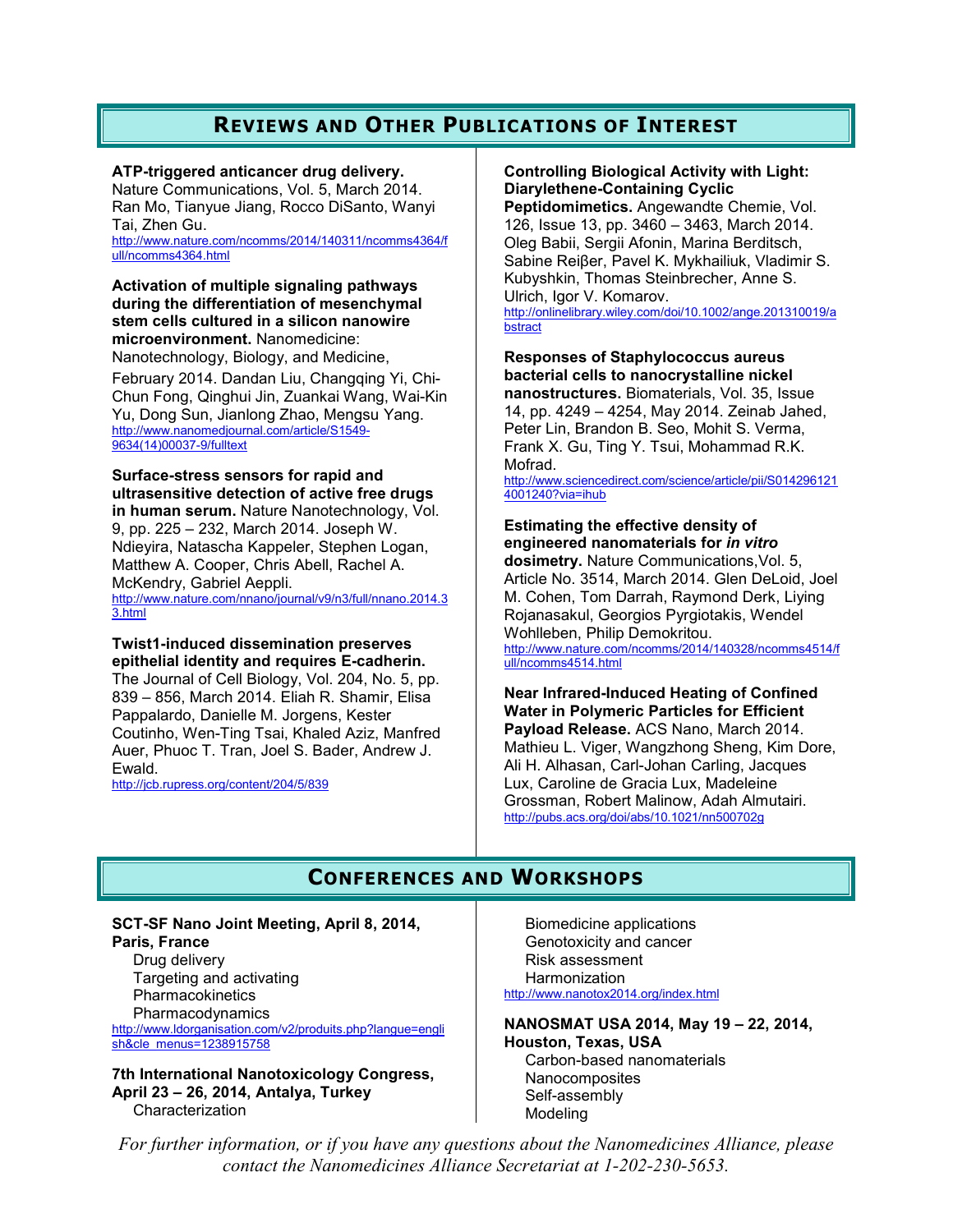## Reviews and Other Publications of Interest

**ATP-triggered anticancer drug delivery.** Nature Communications, Vol. 5, March 2014. Ran Mo, Tianyue Jiang, Rocco DiSanto, Wanyi Tai, Zhen Gu.
http://www.nature.com/ncomms/2014/140311/ncomms4364/full/ncomms4364.html

**Activation of multiple signaling pathways during the differentiation of mesenchymal stem cells cultured in a silicon nanowire microenvironment.** Nanomedicine: Nanotechnology, Biology, and Medicine, February 2014. Dandan Liu, Changqing Yi, Chi-Chun Fong, Qinghui Jin, Zuankai Wang, Wai-Kin Yu, Dong Sun, Jianlong Zhao, Mengsu Yang.
http://www.nanomedjournal.com/article/S1549-9634(14)00037-9/fulltext

**Surface-stress sensors for rapid and ultrasensitive detection of active free drugs in human serum.** Nature Nanotechnology, Vol. 9, pp. 225 – 232, March 2014. Joseph W. Ndieyira, Natascha Kappeler, Stephen Logan, Matthew A. Cooper, Chris Abell, Rachel A. McKendry, Gabriel Aeppli.
http://www.nature.com/nnano/journal/v9/n3/full/nnano.2014.33.html

**Twist1-induced dissemination preserves epithelial identity and requires E-cadherin.** The Journal of Cell Biology, Vol. 204, No. 5, pp. 839 – 856, March 2014. Eliah R. Shamir, Elisa Pappalardo, Danielle M. Jorgens, Kester Coutinho, Wen-Ting Tsai, Khaled Aziz, Manfred Auer, Phuoc T. Tran, Joel S. Bader, Andrew J. Ewald.
http://jcb.rupress.org/content/204/5/839

**Controlling Biological Activity with Light: Diarylethene-Containing Cyclic Peptidomimetics.** Angewandte Chemie, Vol. 126, Issue 13, pp. 3460 – 3463, March 2014. Oleg Babii, Sergii Afonin, Marina Berditsch, Sabine Reiβer, Pavel K. Mykhailiuk, Vladimir S. Kubyshkin, Thomas Steinbrecher, Anne S. Ulrich, Igor V. Komarov.
http://onlinelibrary.wiley.com/doi/10.1002/ange.201310019/abstract

**Responses of Staphylococcus aureus bacterial cells to nanocrystalline nickel nanostructures.** Biomaterials, Vol. 35, Issue 14, pp. 4249 – 4254, May 2014. Zeinab Jahed, Peter Lin, Brandon B. Seo, Mohit S. Verma, Frank X. Gu, Ting Y. Tsui, Mohammad R.K. Mofrad.
http://www.sciencedirect.com/science/article/pii/S0142961214001240?via=ihub

**Estimating the effective density of engineered nanomaterials for *in vitro* dosimetry.** Nature Communications,Vol. 5, Article No. 3514, March 2014. Glen DeLoid, Joel M. Cohen, Tom Darrah, Raymond Derk, Liying Rojanasakul, Georgios Pyrgiotakis, Wendel Wohlleben, Philip Demokritou.
http://www.nature.com/ncomms/2014/140328/ncomms4514/full/ncomms4514.html

**Near Infrared-Induced Heating of Confined Water in Polymeric Particles for Efficient Payload Release.** ACS Nano, March 2014. Mathieu L. Viger, Wangzhong Sheng, Kim Dore, Ali H. Alhasan, Carl-Johan Carling, Jacques Lux, Caroline de Gracia Lux, Madeleine Grossman, Robert Malinow, Adah Almutairi.
http://pubs.acs.org/doi/abs/10.1021/nn500702g

## Conferences and Workshops

**SCT-SF Nano Joint Meeting, April 8, 2014, Paris, France**

- Drug delivery
- Targeting and activating
- Pharmacokinetics
- Pharmacodynamics

http://www.ldorganisation.com/v2/produits.php?langue=english&cle_menus=1238915758

**7th International Nanotoxicology Congress, April 23 – 26, 2014, Antalya, Turkey**

- Characterization
- Biomedicine applications
- Genotoxicity and cancer
- Risk assessment
- Harmonization

http://www.nanotox2014.org/index.html

**NANOSMAT USA 2014, May 19 – 22, 2014, Houston, Texas, USA**

- Carbon-based nanomaterials
- Nanocomposites
- Self-assembly
- Modeling

*For further information, or if you have any questions about the Nanomedicines Alliance, please contact the Nanomedicines Alliance Secretariat at 1-202-230-5653.*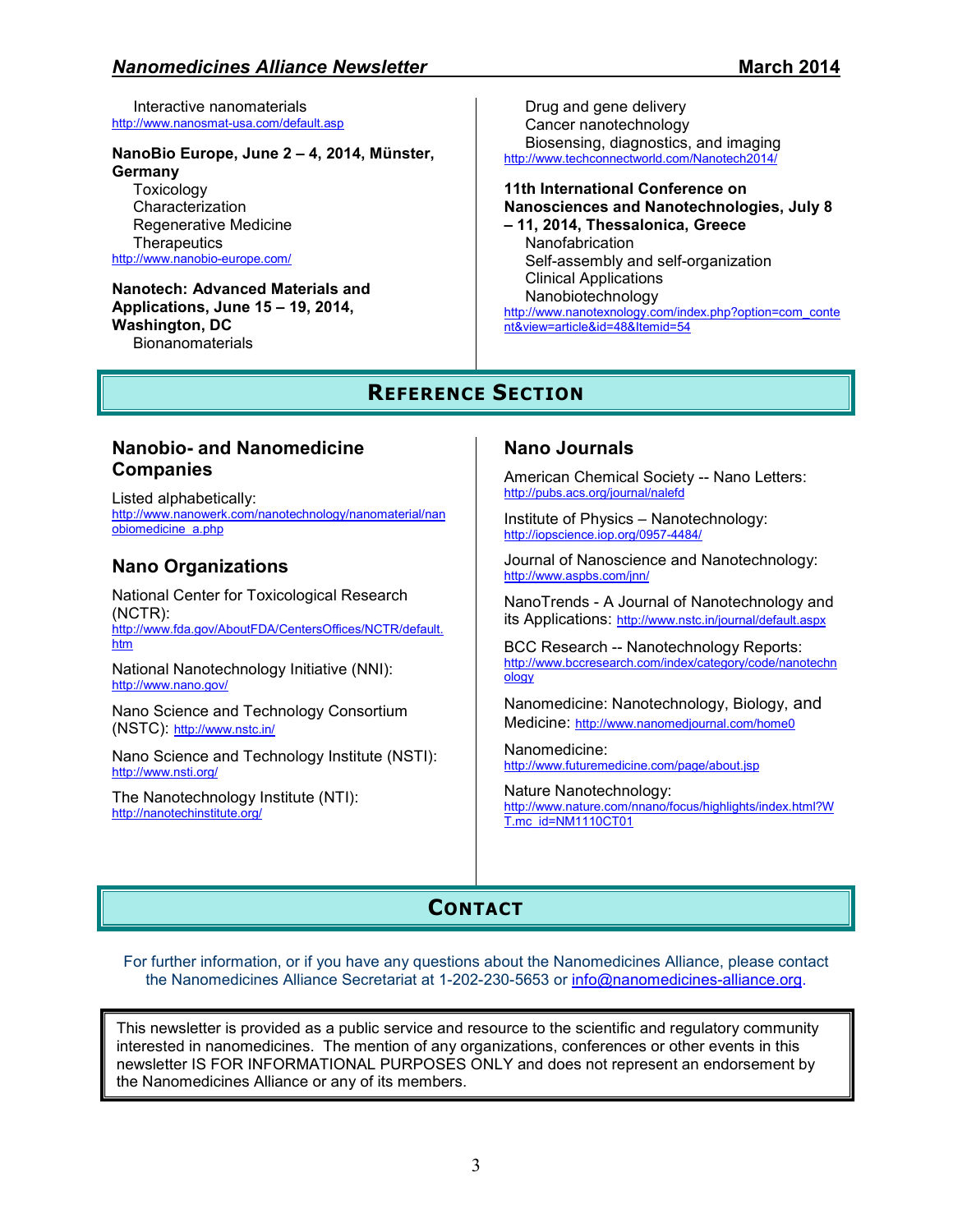Interactive nanomaterials
http://www.nanosmat-usa.com/default.asp

**NanoBio Europe, June 2 – 4, 2014, Münster, Germany**
- Toxicology
- Characterization
- Regenerative Medicine
- Therapeutics

http://www.nanobio-europe.com/

**Nanotech: Advanced Materials and Applications, June 15 – 19, 2014, Washington, DC**
- Bionanomaterials
- Drug and gene delivery
- Cancer nanotechnology
- Biosensing, diagnostics, and imaging

http://www.techconnectworld.com/Nanotech2014/

**11th International Conference on Nanosciences and Nanotechnologies, July 8 – 11, 2014, Thessalonica, Greece**
- Nanofabrication
- Self-assembly and self-organization
- Clinical Applications
- Nanobiotechnology

http://www.nanotexnology.com/index.php?option=com_content&view=article&id=48&Itemid=54

# Reference Section

## Nanobio- and Nanomedicine Companies

Listed alphabetically:
http://www.nanowerk.com/nanotechnology/nanomaterial/nanobiomedicine_a.php

## Nano Organizations

National Center for Toxicological Research (NCTR):
http://www.fda.gov/AboutFDA/CentersOffices/NCTR/default.htm

National Nanotechnology Initiative (NNI):
http://www.nano.gov/

Nano Science and Technology Consortium (NSTC): http://www.nstc.in/

Nano Science and Technology Institute (NSTI):
http://www.nsti.org/

The Nanotechnology Institute (NTI):
http://nanotechinstitute.org/

## Nano Journals

American Chemical Society -- Nano Letters:
http://pubs.acs.org/journal/nalefd

Institute of Physics – Nanotechnology:
http://iopscience.iop.org/0957-4484/

Journal of Nanoscience and Nanotechnology:
http://www.aspbs.com/jnn/

NanoTrends - A Journal of Nanotechnology and its Applications: http://www.nstc.in/journal/default.aspx

BCC Research -- Nanotechnology Reports:
http://www.bccresearch.com/index/category/code/nanotechnology

Nanomedicine: Nanotechnology, Biology, and Medicine: http://www.nanomedjournal.com/home0

Nanomedicine:
http://www.futuremedicine.com/page/about.jsp

Nature Nanotechnology:
http://www.nature.com/nnano/focus/highlights/index.html?WT.mc_id=NM1110CT01

# Contact

For further information, or if you have any questions about the Nanomedicines Alliance, please contact the Nanomedicines Alliance Secretariat at 1-202-230-5653 or info@nanomedicines-alliance.org.

This newsletter is provided as a public service and resource to the scientific and regulatory community interested in nanomedicines. The mention of any organizations, conferences or other events in this newsletter IS FOR INFORMATIONAL PURPOSES ONLY and does not represent an endorsement by the Nanomedicines Alliance or any of its members.